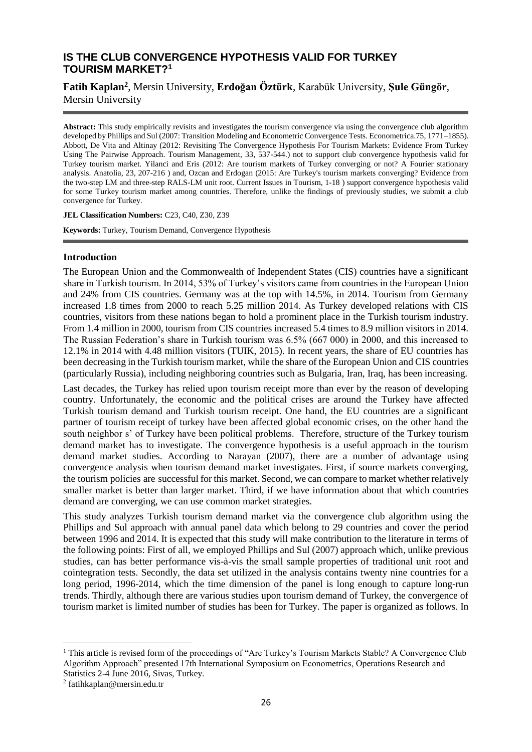# IS THE CLUB CONVERGENCE HYPOTHESIS VALID FOR TURKEY TOURISM MARKET?[1]

**Fatih Kaplan**[2], Mersin University, **Erdoğan Öztürk**, Karabük University, **Şule Güngör**, Mersin University

**Abstract:** This study empirically revisits and investigates the tourism convergence via using the convergence club algorithm developed by Phillips and Sul (2007: Transition Modeling and Econometric Convergence Tests. Econometrica.75, 1771–1855). Abbott, De Vita and Altinay (2012: Revisiting The Convergence Hypothesis For Tourism Markets: Evidence From Turkey Using The Pairwise Approach. Tourism Management, 33, 537-544.) not to support club convergence hypothesis valid for Turkey tourism market. Yilanci and Eris (2012: Are tourism markets of Turkey converging or not? A Fourier stationary analysis. Anatolia, 23, 207-216 ) and, Ozcan and Erdogan (2015: Are Turkey's tourism markets converging? Evidence from the two-step LM and three-step RALS-LM unit root. Current Issues in Tourism, 1-18 ) support convergence hypothesis valid for some Turkey tourism market among countries. Therefore, unlike the findings of previously studies, we submit a club convergence for Turkey.

**JEL Classification Numbers:** C23, C40, Z30, Z39

**Keywords:** Turkey, Tourism Demand, Convergence Hypothesis

## Introduction

The European Union and the Commonwealth of Independent States (CIS) countries have a significant share in Turkish tourism. In 2014, 53% of Turkey's visitors came from countries in the European Union and 24% from CIS countries. Germany was at the top with 14.5%, in 2014. Tourism from Germany increased 1.8 times from 2000 to reach 5.25 million 2014. As Turkey developed relations with CIS countries, visitors from these nations began to hold a prominent place in the Turkish tourism industry. From 1.4 million in 2000, tourism from CIS countries increased 5.4 times to 8.9 million visitors in 2014. The Russian Federation's share in Turkish tourism was 6.5% (667 000) in 2000, and this increased to 12.1% in 2014 with 4.48 million visitors (TUIK, 2015). In recent years, the share of EU countries has been decreasing in the Turkish tourism market, while the share of the European Union and CIS countries (particularly Russia), including neighboring countries such as Bulgaria, Iran, Iraq, has been increasing.

Last decades, the Turkey has relied upon tourism receipt more than ever by the reason of developing country. Unfortunately, the economic and the political crises are around the Turkey have affected Turkish tourism demand and Turkish tourism receipt. One hand, the EU countries are a significant partner of tourism receipt of turkey have been affected global economic crises, on the other hand the south neighbor s' of Turkey have been political problems. Therefore, structure of the Turkey tourism demand market has to investigate. The convergence hypothesis is a useful approach in the tourism demand market studies. According to Narayan (2007), there are a number of advantage using convergence analysis when tourism demand market investigates. First, if source markets converging, the tourism policies are successful for this market. Second, we can compare to market whether relatively smaller market is better than larger market. Third, if we have information about that which countries demand are converging, we can use common market strategies.

This study analyzes Turkish tourism demand market via the convergence club algorithm using the Phillips and Sul approach with annual panel data which belong to 29 countries and cover the period between 1996 and 2014. It is expected that this study will make contribution to the literature in terms of the following points: First of all, we employed Phillips and Sul (2007) approach which, unlike previous studies, can has better performance vis-à-vis the small sample properties of traditional unit root and cointegration tests. Secondly, the data set utilized in the analysis contains twenty nine countries for a long period, 1996-2014, which the time dimension of the panel is long enough to capture long-run trends. Thirdly, although there are various studies upon tourism demand of Turkey, the convergence of tourism market is limited number of studies has been for Turkey. The paper is organized as follows. In

---

[1] This article is revised form of the proceedings of "Are Turkey's Tourism Markets Stable? A Convergence Club Algorithm Approach" presented 17th International Symposium on Econometrics, Operations Research and Statistics 2-4 June 2016, Sivas, Turkey.

[2] fatihkaplan@mersin.edu.tr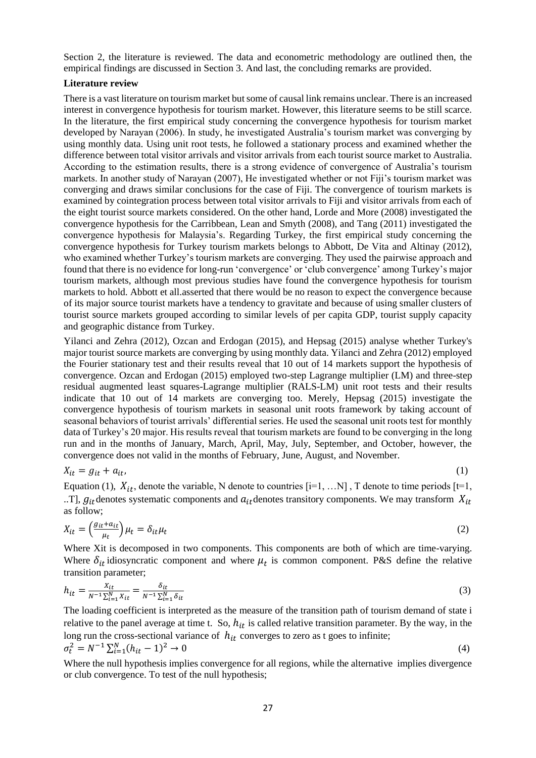Section 2, the literature is reviewed. The data and econometric methodology are outlined then, the empirical findings are discussed in Section 3. And last, the concluding remarks are provided.

**Literature review**

There is a vast literature on tourism market but some of causal link remains unclear. There is an increased interest in convergence hypothesis for tourism market. However, this literature seems to be still scarce. In the literature, the first empirical study concerning the convergence hypothesis for tourism market developed by Narayan (2006). In study, he investigated Australia's tourism market was converging by using monthly data. Using unit root tests, he followed a stationary process and examined whether the difference between total visitor arrivals and visitor arrivals from each tourist source market to Australia. According to the estimation results, there is a strong evidence of convergence of Australia's tourism markets. In another study of Narayan (2007), He investigated whether or not Fiji's tourism market was converging and draws similar conclusions for the case of Fiji. The convergence of tourism markets is examined by cointegration process between total visitor arrivals to Fiji and visitor arrivals from each of the eight tourist source markets considered. On the other hand, Lorde and More (2008) investigated the convergence hypothesis for the Carribbean, Lean and Smyth (2008), and Tang (2011) investigated the convergence hypothesis for Malaysia's. Regarding Turkey, the first empirical study concerning the convergence hypothesis for Turkey tourism markets belongs to Abbott, De Vita and Altinay (2012), who examined whether Turkey's tourism markets are converging. They used the pairwise approach and found that there is no evidence for long-run 'convergence' or 'club convergence' among Turkey's major tourism markets, although most previous studies have found the convergence hypothesis for tourism markets to hold. Abbott et all.asserted that there would be no reason to expect the convergence because of its major source tourist markets have a tendency to gravitate and because of using smaller clusters of tourist source markets grouped according to similar levels of per capita GDP, tourist supply capacity and geographic distance from Turkey.

Yilanci and Zehra (2012), Ozcan and Erdogan (2015), and Hepsag (2015) analyse whether Turkey's major tourist source markets are converging by using monthly data. Yilanci and Zehra (2012) employed the Fourier stationary test and their results reveal that 10 out of 14 markets support the hypothesis of convergence. Ozcan and Erdogan (2015) employed two-step Lagrange multiplier (LM) and three-step residual augmented least squares-Lagrange multiplier (RALS-LM) unit root tests and their results indicate that 10 out of 14 markets are converging too. Merely, Hepsag (2015) investigate the convergence hypothesis of tourism markets in seasonal unit roots framework by taking account of seasonal behaviors of tourist arrivals' differential series. He used the seasonal unit roots test for monthly data of Turkey's 20 major. His results reveal that tourism markets are found to be converging in the long run and in the months of January, March, April, May, July, September, and October, however, the convergence does not valid in the months of February, June, August, and November.

$$X_{it} = g_{it} + a_{it}, \tag{1}$$

Equation (1), $X_{it}$, denote the variable, N denote to countries [i=1, …N] , T denote to time periods [t=1, ..T], $g_{it}$ denotes systematic components and $a_{it}$ denotes transitory components. We may transform $X_{it}$ as follow;

$$X_{it} = \left(\frac{g_{it} + a_{it}}{\mu_t}\right)\mu_t = \delta_{it}\mu_t \tag{2}$$

Where Xit is decomposed in two components. This components are both of which are time-varying. Where $\delta_{it}$ idiosyncratic component and where $\mu_t$ is common component. P&S define the relative transition parameter;

$$h_{it} = \frac{X_{it}}{N^{-1}\sum_{i=1}^{N} X_{it}} = \frac{\delta_{it}}{N^{-1}\sum_{i=1}^{N} \delta_{it}} \tag{3}$$

The loading coefficient is interpreted as the measure of the transition path of tourism demand of state i relative to the panel average at time t. So, $h_{it}$ is called relative transition parameter. By the way, in the long run the cross-sectional variance of $h_{it}$ converges to zero as t goes to infinite;

$$\sigma_t^2 = N^{-1}\sum_{i=1}^{N}(h_{it} - 1)^2 \to 0 \tag{4}$$

Where the null hypothesis implies convergence for all regions, while the alternative implies divergence or club convergence. To test of the null hypothesis;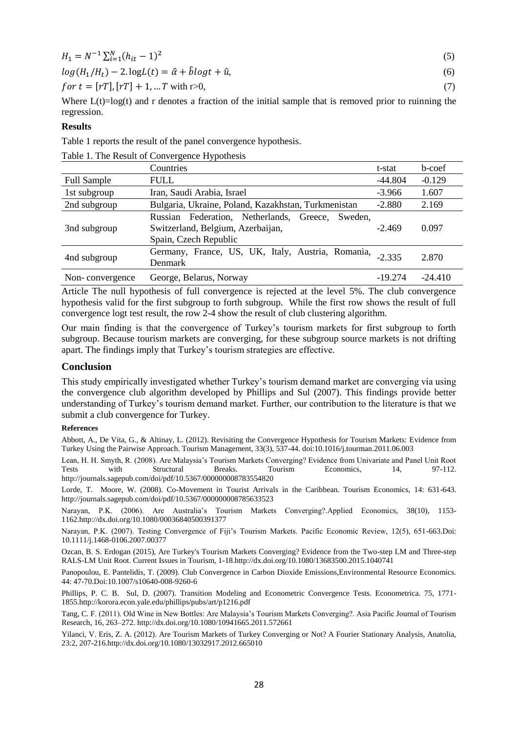$$H_1 = N^{-1} \sum_{i=1}^{N} (h_{it} - 1)^2 \tag{5}$$

$$log(H_1/H_t) - 2.\log L(t) = \hat{\alpha} + \hat{b}logt + \hat{u}, \tag{6}$$

$$for\ t = [rT], [rT] + 1, \dots T \text{ with } r>0, \tag{7}$$

Where L(t)=log(t) and r denotes a fraction of the initial sample that is removed prior to ruinning the regression.

**Results**

Table 1 reports the result of the panel convergence hypothesis.

Table 1. The Result of Convergence Hypothesis

| | Countries | t-stat | b-coef |
|---|---|---|---|
| Full Sample | FULL | -44.804 | -0.129 |
| 1st subgroup | Iran, Saudi Arabia, Israel | -3.966 | 1.607 |
| 2nd subgroup | Bulgaria, Ukraine, Poland, Kazakhstan, Turkmenistan | -2.880 | 2.169 |
| 3nd subgroup | Russian Federation, Netherlands, Greece, Sweden, Switzerland, Belgium, Azerbaijan, Spain, Czech Republic | -2.469 | 0.097 |
| 4nd subgroup | Germany, France, US, UK, Italy, Austria, Romania, Denmark | -2.335 | 2.870 |
| Non- convergence | George, Belarus, Norway | -19.274 | -24.410 |

Article The null hypothesis of full convergence is rejected at the level 5%. The club convergence hypothesis valid for the first subgroup to forth subgroup. While the first row shows the result of full convergence logt test result, the row 2-4 show the result of club clustering algorithm.

Our main finding is that the convergence of Turkey's tourism markets for first subgroup to forth subgroup. Because tourism markets are converging, for these subgroup source markets is not drifting apart. The findings imply that Turkey's tourism strategies are effective.

## Conclusion

This study empirically investigated whether Turkey's tourism demand market are converging via using the convergence club algorithm developed by Phillips and Sul (2007). This findings provide better understanding of Turkey's tourism demand market. Further, our contribution to the literature is that we submit a club convergence for Turkey.

**References**

Abbott, A., De Vita, G., & Altinay, L. (2012). Revisiting the Convergence Hypothesis for Tourism Markets: Evidence from Turkey Using the Pairwise Approach. Tourism Management, 33(3), 537-44. doi:10.1016/j.tourman.2011.06.003

Lean, H. H. Smyth, R. (2008). Are Malaysia's Tourism Markets Converging? Evidence from Univariate and Panel Unit Root Tests with Structural Breaks. Tourism Economics, 14, 97-112. http://journals.sagepub.com/doi/pdf/10.5367/000000008783554820

Lorde, T. Moore, W. (2008). Co-Movement in Tourist Arrivals in the Caribbean. Tourism Economics, 14: 631-643. http://journals.sagepub.com/doi/pdf/10.5367/000000008785633523

Narayan, P.K. (2006). Are Australia's Tourism Markets Converging?.Applied Economics, 38(10), 1153-1162.http://dx.doi.org/10.1080/00036840500391377

Narayan, P.K. (2007). Testing Convergence of Fiji's Tourism Markets. Pacific Economic Review, 12(5), 651-663.Doi: 10.1111/j.1468-0106.2007.00377

Ozcan, B. S. Erdogan (2015), Are Turkey's Tourism Markets Converging? Evidence from the Two-step LM and Three-step RALS-LM Unit Root. Current Issues in Tourism, 1-18.http://dx.doi.org/10.1080/13683500.2015.1040741

Panopoulou, E. Pantelidis, T. (2009). Club Convergence in Carbon Dioxide Emissions,Environmental Resource Economics. 44: 47-70.Doi:10.1007/s10640-008-9260-6

Phillips, P. C. B. Sul, D. (2007). Transition Modeling and Econometric Convergence Tests. Econometrica. 75, 1771-1855.http://korora.econ.yale.edu/phillips/pubs/art/p1216.pdf

Tang, C. F. (2011). Old Wine in New Bottles: Are Malaysia's Tourism Markets Converging?. Asia Pacific Journal of Tourism Research, 16, 263–272. http://dx.doi.org/10.1080/10941665.2011.572661

Yilanci, V. Eris, Z. A. (2012). Are Tourism Markets of Turkey Converging or Not? A Fourier Stationary Analysis, Anatolia, 23:2, 207-216.http://dx.doi.org/10.1080/13032917.2012.665010